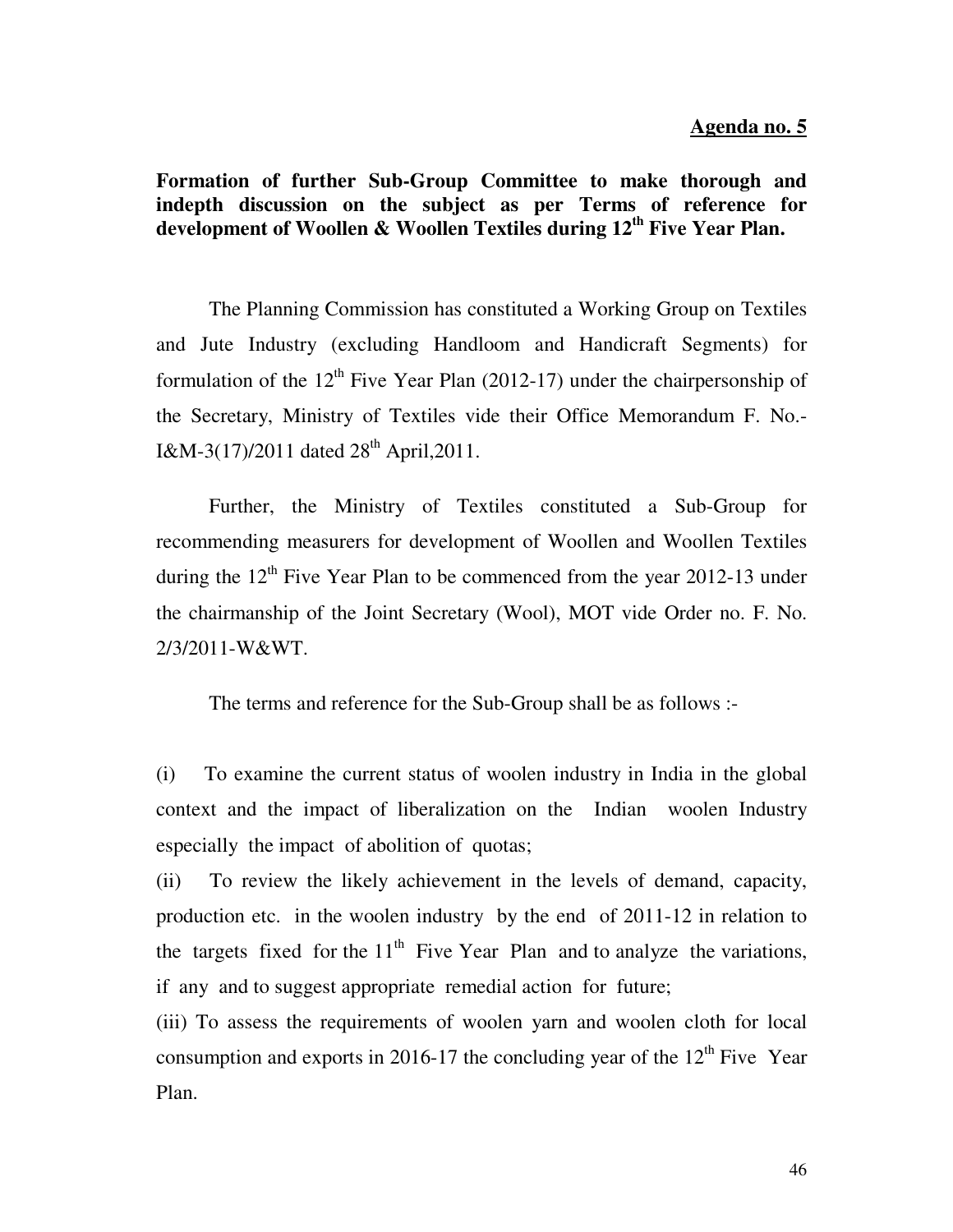**Agenda no. 5**

**Formation of further Sub-Group Committee to make thorough and indepth discussion on the subject as per Terms of reference for development of Woollen & Woollen Textiles during 12th Five Year Plan.**

The Planning Commission has constituted a Working Group on Textiles and Jute Industry (excluding Handloom and Handicraft Segments) for formulation of the 12th Five Year Plan (2012-17) under the chairpersonship of the Secretary, Ministry of Textiles vide their Office Memorandum F. No.-I&M-3(17)/2011 dated 28th April,2011.

Further, the Ministry of Textiles constituted a Sub-Group for recommending measurers for development of Woollen and Woollen Textiles during the 12th Five Year Plan to be commenced from the year 2012-13 under the chairmanship of the Joint Secretary (Wool), MOT vide Order no. F. No. 2/3/2011-W&WT.

The terms and reference for the Sub-Group shall be as follows :-

(i) To examine the current status of woolen industry in India in the global context and the impact of liberalization on the Indian woolen Industry especially the impact of abolition of quotas;

(ii) To review the likely achievement in the levels of demand, capacity, production etc. in the woolen industry by the end of 2011-12 in relation to the targets fixed for the 11th Five Year Plan and to analyze the variations, if any and to suggest appropriate remedial action for future;

(iii) To assess the requirements of woolen yarn and woolen cloth for local consumption and exports in 2016-17 the concluding year of the 12th Five Year Plan.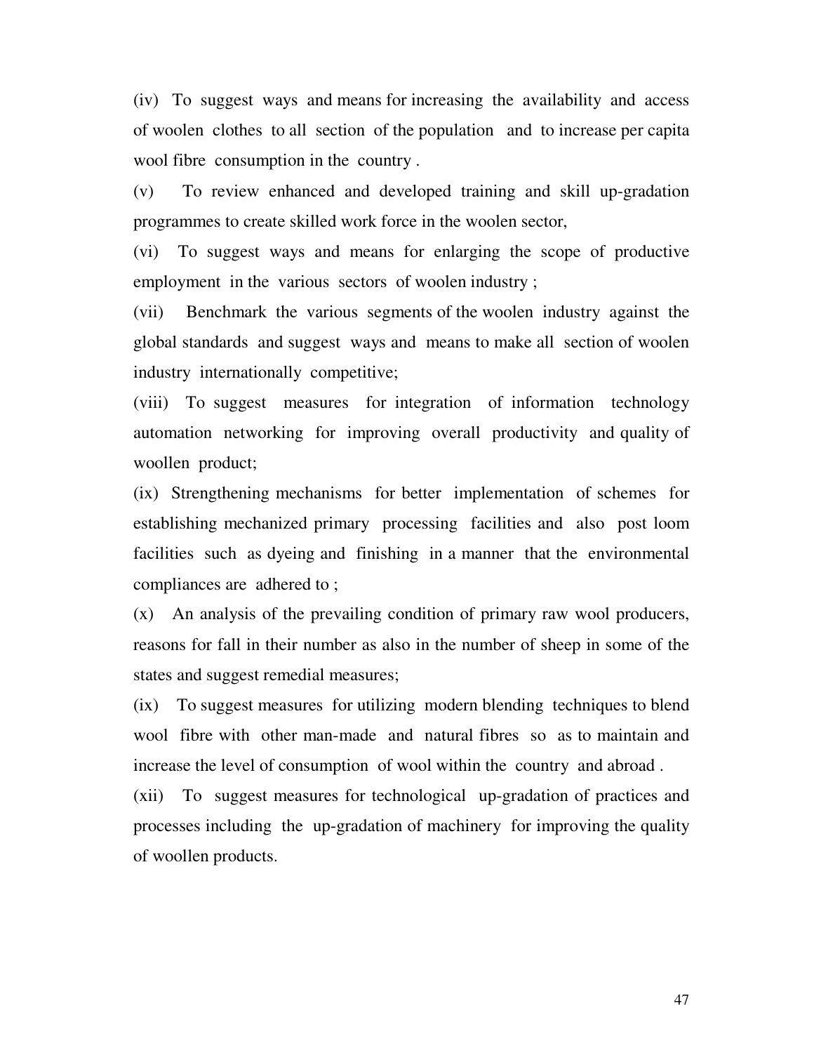(iv) To suggest ways and means for increasing the availability and access of woolen clothes to all section of the population and to increase per capita wool fibre consumption in the country .

(v) To review enhanced and developed training and skill up-gradation programmes to create skilled work force in the woolen sector,

(vi) To suggest ways and means for enlarging the scope of productive employment in the various sectors of woolen industry ;

(vii) Benchmark the various segments of the woolen industry against the global standards and suggest ways and means to make all section of woolen industry internationally competitive;

(viii) To suggest measures for integration of information technology automation networking for improving overall productivity and quality of woollen product;

(ix) Strengthening mechanisms for better implementation of schemes for establishing mechanized primary processing facilities and also post loom facilities such as dyeing and finishing in a manner that the environmental compliances are adhered to ;

(x) An analysis of the prevailing condition of primary raw wool producers, reasons for fall in their number as also in the number of sheep in some of the states and suggest remedial measures;

(ix) To suggest measures for utilizing modern blending techniques to blend wool fibre with other man-made and natural fibres so as to maintain and increase the level of consumption of wool within the country and abroad .

(xii) To suggest measures for technological up-gradation of practices and processes including the up-gradation of machinery for improving the quality of woollen products.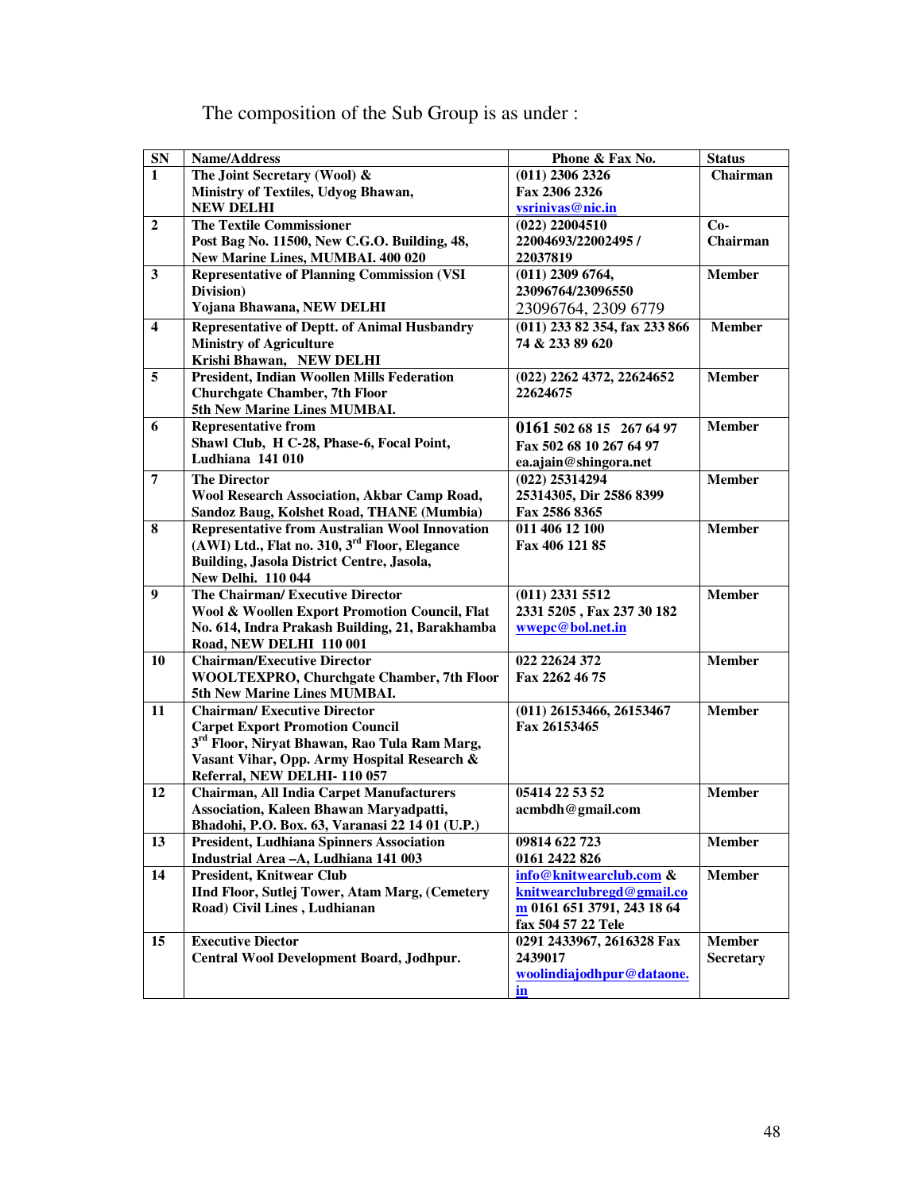The composition of the Sub Group is as under :

| SN | Name/Address | Phone & Fax No. | Status |
|---|---|---|---|
| 1 | The Joint Secretary (Wool) & Ministry of Textiles, Udyog Bhawan, NEW DELHI | (011) 2306 2326 Fax 2306 2326 vsrinivas@nic.in | Chairman |
| 2 | The Textile Commissioner Post Bag No. 11500, New C.G.O. Building, 48, New Marine Lines, MUMBAI. 400 020 | (022) 22004510 22004693/22002495 / 22037819 | Co-Chairman |
| 3 | Representative of Planning Commission (VSI Division) Yojana Bhawana, NEW DELHI | (011) 2309 6764, 23096764/23096550 23096764, 2309 6779 | Member |
| 4 | Representative of Deptt. of Animal Husbandry Ministry of Agriculture Krishi Bhawan, NEW DELHI | (011) 233 82 354, fax 233 866 74 & 233 89 620 | Member |
| 5 | President, Indian Woollen Mills Federation Churchgate Chamber, 7th Floor 5th New Marine Lines MUMBAI. | (022) 2262 4372, 22624652 22624675 | Member |
| 6 | Representative from Shawl Club, H C-28, Phase-6, Focal Point, Ludhiana 141 010 | 0161 502 68 15 267 64 97 Fax 502 68 10 267 64 97 ea.ajain@shingora.net | Member |
| 7 | The Director Wool Research Association, Akbar Camp Road, Sandoz Baug, Kolshet Road, THANE (Mumbia) | (022) 25314294 25314305, Dir 2586 8399 Fax 2586 8365 | Member |
| 8 | Representative from Australian Wool Innovation (AWI) Ltd., Flat no. 310, 3rd Floor, Elegance Building, Jasola District Centre, Jasola, New Delhi. 110 044 | 011 406 12 100 Fax 406 121 85 | Member |
| 9 | The Chairman/ Executive Director Wool & Woollen Export Promotion Council, Flat No. 614, Indra Prakash Building, 21, Barakhamba Road, NEW DELHI 110 001 | (011) 2331 5512 2331 5205 , Fax 237 30 182 wwepc@bol.net.in | Member |
| 10 | Chairman/Executive Director WOOLTEXPRO, Churchgate Chamber, 7th Floor 5th New Marine Lines MUMBAI. | 022 22624 372 Fax 2262 46 75 | Member |
| 11 | Chairman/ Executive Director Carpet Export Promotion Council 3rd Floor, Niryat Bhawan, Rao Tula Ram Marg, Vasant Vihar, Opp. Army Hospital Research & Referral, NEW DELHI- 110 057 | (011) 26153466, 26153467 Fax 26153465 | Member |
| 12 | Chairman, All India Carpet Manufacturers Association, Kaleen Bhawan Maryadpatti, Bhadohi, P.O. Box. 63, Varanasi 22 14 01 (U.P.) | 05414 22 53 52 acmbdh@gmail.com | Member |
| 13 | President, Ludhiana Spinners Association Industrial Area –A, Ludhiana 141 003 | 09814 622 723 0161 2422 826 | Member |
| 14 | President, Knitwear Club IInd Floor, Sutlej Tower, Atam Marg, (Cemetery Road) Civil Lines , Ludhianan | info@knitwearclub.com & knitwearclubregd@gmail.com 0161 651 3791, 243 18 64 fax 504 57 22 Tele | Member |
| 15 | Executive Diector Central Wool Development Board, Jodhpur. | 0291 2433967, 2616328 Fax 2439017 woolindiajodhpur@dataone.in | Member Secretary |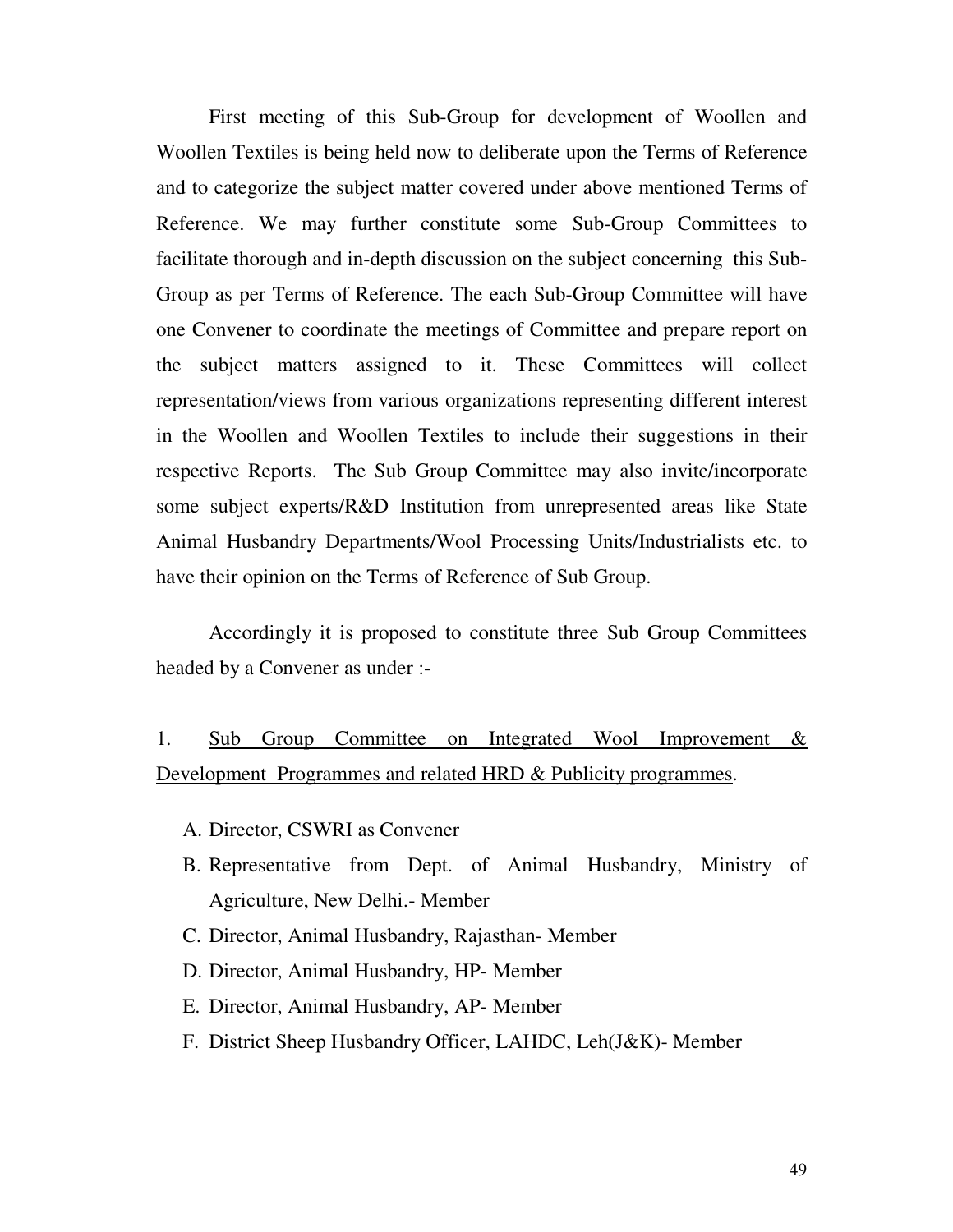First meeting of this Sub-Group for development of Woollen and Woollen Textiles is being held now to deliberate upon the Terms of Reference and to categorize the subject matter covered under above mentioned Terms of Reference. We may further constitute some Sub-Group Committees to facilitate thorough and in-depth discussion on the subject concerning this Sub-Group as per Terms of Reference. The each Sub-Group Committee will have one Convener to coordinate the meetings of Committee and prepare report on the subject matters assigned to it. These Committees will collect representation/views from various organizations representing different interest in the Woollen and Woollen Textiles to include their suggestions in their respective Reports. The Sub Group Committee may also invite/incorporate some subject experts/R&D Institution from unrepresented areas like State Animal Husbandry Departments/Wool Processing Units/Industrialists etc. to have their opinion on the Terms of Reference of Sub Group.

Accordingly it is proposed to constitute three Sub Group Committees headed by a Convener as under :-

1. <u>Sub Group Committee on Integrated Wool Improvement & Development Programmes and related HRD & Publicity programmes</u>.

A. Director, CSWRI as Convener
B. Representative from Dept. of Animal Husbandry, Ministry of Agriculture, New Delhi.- Member
C. Director, Animal Husbandry, Rajasthan- Member
D. Director, Animal Husbandry, HP- Member
E. Director, Animal Husbandry, AP- Member
F. District Sheep Husbandry Officer, LAHDC, Leh(J&K)- Member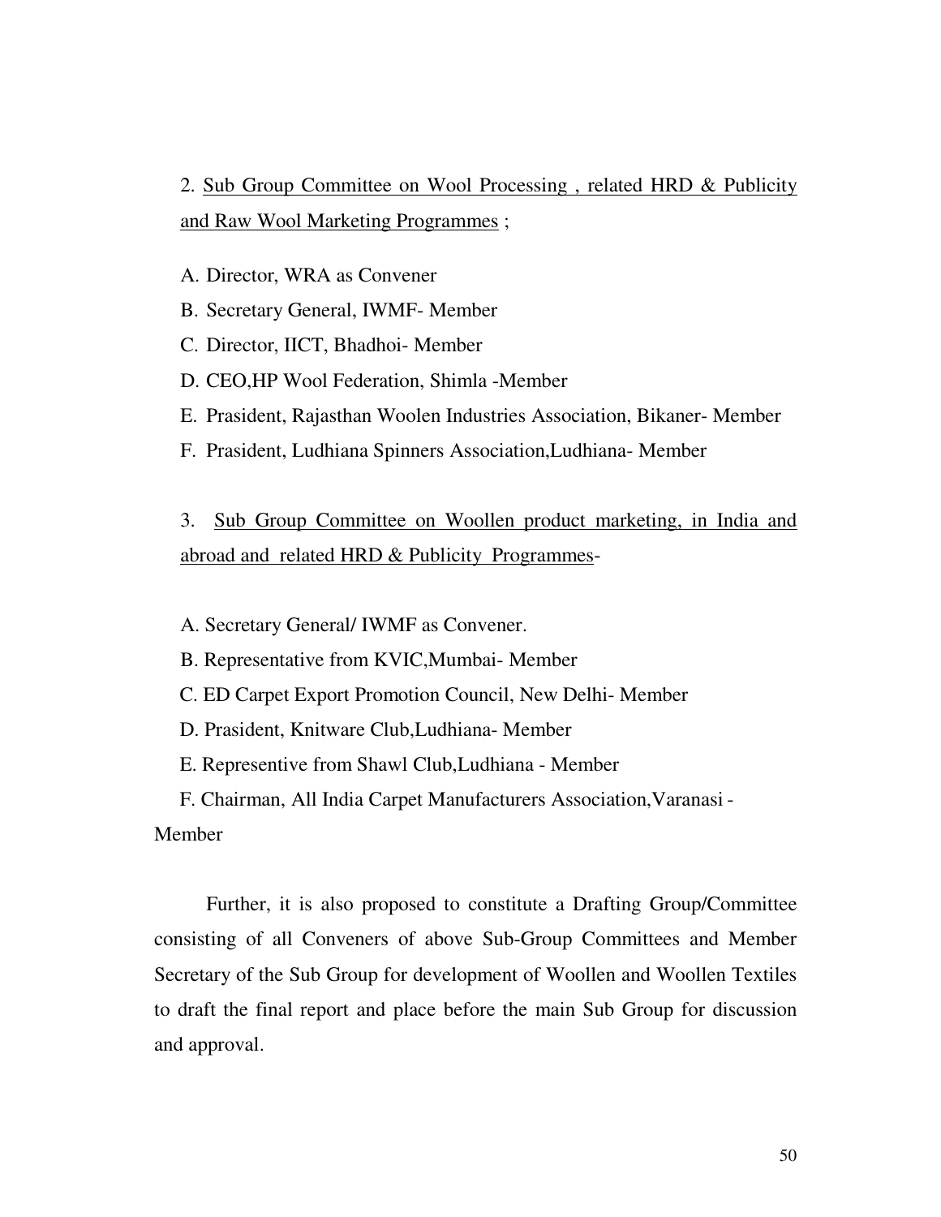2. <u>Sub Group Committee on Wool Processing , related HRD & Publicity and Raw Wool Marketing Programmes</u> ;

A. Director, WRA as Convener

B. Secretary General, IWMF- Member

C. Director, IICT, Bhadhoi- Member

D. CEO,HP Wool Federation, Shimla -Member

E. Prasident, Rajasthan Woolen Industries Association, Bikaner- Member

F. Prasident, Ludhiana Spinners Association,Ludhiana- Member

3. <u>Sub Group Committee on Woollen product marketing, in India and abroad and related HRD & Publicity Programmes</u>-

A. Secretary General/ IWMF as Convener.

B. Representative from KVIC,Mumbai- Member

C. ED Carpet Export Promotion Council, New Delhi- Member

D. Prasident, Knitware Club,Ludhiana- Member

E. Representive from Shawl Club,Ludhiana - Member

F. Chairman, All India Carpet Manufacturers Association,Varanasi - Member

Further, it is also proposed to constitute a Drafting Group/Committee consisting of all Conveners of above Sub-Group Committees and Member Secretary of the Sub Group for development of Woollen and Woollen Textiles to draft the final report and place before the main Sub Group for discussion and approval.